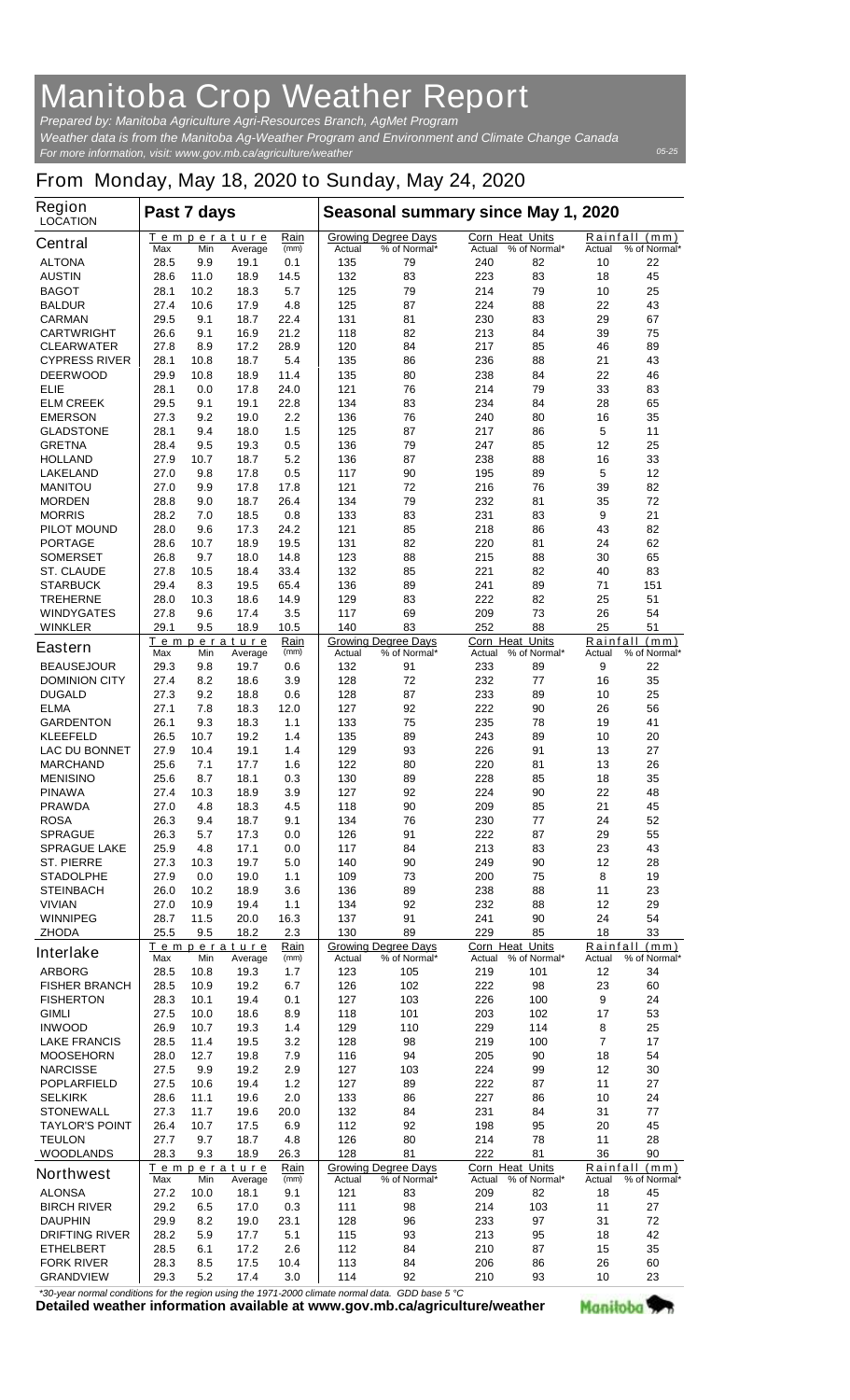# Manitoba Crop Weather Report

*Prepared by: Manitoba Agriculture Agri-Resources Branch, AgMet Program*

*Weather data is from the Manitoba Ag-Weather Program and Environment and Climate Change Canada*

*For more information, visit: www.gov.mb.ca/agriculture/weather*

*05-25*

## From Monday, May 18, 2020 to Sunday, May 24, 2020

| Region LOCATION | Past 7 days | | | | Seasonal summary since May 1, 2020 | | | | | |
|---|---|---|---|---|---|---|---|---|---|---|
| **Central** | Temperature | | | Rain | Growing Degree Days | | Corn Heat Units | | Rainfall (mm) | |
| | Max | Min | Average | (mm) | Actual | % of Normal* | Actual | % of Normal* | Actual | % of Normal* |
| ALTONA | 28.5 | 9.9 | 19.1 | 0.1 | 135 | 79 | 240 | 82 | 10 | 22 |
| AUSTIN | 28.6 | 11.0 | 18.9 | 14.5 | 132 | 83 | 223 | 83 | 18 | 45 |
| BAGOT | 28.1 | 10.2 | 18.3 | 5.7 | 125 | 79 | 214 | 79 | 10 | 25 |
| BALDUR | 27.4 | 10.6 | 17.9 | 4.8 | 125 | 87 | 224 | 88 | 22 | 43 |
| CARMAN | 29.5 | 9.1 | 18.7 | 22.4 | 131 | 81 | 230 | 83 | 29 | 67 |
| CARTWRIGHT | 26.6 | 9.1 | 16.9 | 21.2 | 118 | 82 | 213 | 84 | 39 | 75 |
| CLEARWATER | 27.8 | 8.9 | 17.2 | 28.9 | 120 | 84 | 217 | 85 | 46 | 89 |
| CYPRESS RIVER | 28.1 | 10.8 | 18.7 | 5.4 | 135 | 86 | 236 | 88 | 21 | 43 |
| DEERWOOD | 29.9 | 10.8 | 18.9 | 11.4 | 135 | 80 | 238 | 84 | 22 | 46 |
| ELIE | 28.1 | 0.0 | 17.8 | 24.0 | 121 | 76 | 214 | 79 | 33 | 83 |
| ELM CREEK | 29.5 | 9.1 | 19.1 | 22.8 | 134 | 83 | 234 | 84 | 28 | 65 |
| EMERSON | 27.3 | 9.2 | 19.0 | 2.2 | 136 | 76 | 240 | 80 | 16 | 35 |
| GLADSTONE | 28.1 | 9.4 | 18.0 | 1.5 | 125 | 87 | 217 | 86 | 5 | 11 |
| GRETNA | 28.4 | 9.5 | 19.3 | 0.5 | 136 | 79 | 247 | 85 | 12 | 25 |
| HOLLAND | 27.9 | 10.7 | 18.7 | 5.2 | 136 | 87 | 238 | 88 | 16 | 33 |
| LAKELAND | 27.0 | 9.8 | 17.8 | 0.5 | 117 | 90 | 195 | 89 | 5 | 12 |
| MANITOU | 27.0 | 9.9 | 17.8 | 17.8 | 121 | 72 | 216 | 76 | 39 | 82 |
| MORDEN | 28.8 | 9.0 | 18.7 | 26.4 | 134 | 79 | 232 | 81 | 35 | 72 |
| MORRIS | 28.2 | 7.0 | 18.5 | 0.8 | 133 | 83 | 231 | 83 | 9 | 21 |
| PILOT MOUND | 28.0 | 9.6 | 17.3 | 24.2 | 121 | 85 | 218 | 86 | 43 | 82 |
| PORTAGE | 28.6 | 10.7 | 18.9 | 19.5 | 131 | 82 | 220 | 81 | 24 | 62 |
| SOMERSET | 26.8 | 9.7 | 18.0 | 14.8 | 123 | 88 | 215 | 88 | 30 | 65 |
| ST. CLAUDE | 27.8 | 10.5 | 18.4 | 33.4 | 132 | 85 | 221 | 82 | 40 | 83 |
| STARBUCK | 29.4 | 8.3 | 19.5 | 65.4 | 136 | 89 | 241 | 89 | 71 | 151 |
| TREHERNE | 28.0 | 10.3 | 18.6 | 14.9 | 129 | 83 | 222 | 82 | 25 | 51 |
| WINDYGATES | 27.8 | 9.6 | 17.4 | 3.5 | 117 | 69 | 209 | 73 | 26 | 54 |
| WINKLER | 29.1 | 9.5 | 18.9 | 10.5 | 140 | 83 | 252 | 88 | 25 | 51 |
| **Eastern** | Temperature | | | Rain | Growing Degree Days | | Corn Heat Units | | Rainfall (mm) | |
| | Max | Min | Average | (mm) | Actual | % of Normal* | Actual | % of Normal* | Actual | % of Normal* |
| BEAUSEJOUR | 29.3 | 9.8 | 19.7 | 0.6 | 132 | 91 | 233 | 89 | 9 | 22 |
| DOMINION CITY | 27.4 | 8.2 | 18.6 | 3.9 | 128 | 72 | 232 | 77 | 16 | 35 |
| DUGALD | 27.3 | 9.2 | 18.8 | 0.6 | 128 | 87 | 233 | 89 | 10 | 25 |
| ELMA | 27.1 | 7.8 | 18.3 | 12.0 | 127 | 92 | 222 | 90 | 26 | 56 |
| GARDENTON | 26.1 | 9.3 | 18.3 | 1.1 | 133 | 75 | 235 | 78 | 19 | 41 |
| KLEEFELD | 26.5 | 10.7 | 19.2 | 1.4 | 135 | 89 | 243 | 89 | 10 | 20 |
| LAC DU BONNET | 27.9 | 10.4 | 19.1 | 1.4 | 129 | 93 | 226 | 91 | 13 | 27 |
| MARCHAND | 25.6 | 7.1 | 17.7 | 1.6 | 122 | 80 | 220 | 81 | 13 | 26 |
| MENISINO | 25.6 | 8.7 | 18.1 | 0.3 | 130 | 89 | 228 | 85 | 18 | 35 |
| PINAWA | 27.4 | 10.3 | 18.9 | 3.9 | 127 | 92 | 224 | 90 | 22 | 48 |
| PRAWDA | 27.0 | 4.8 | 18.3 | 4.5 | 118 | 90 | 209 | 85 | 21 | 45 |
| ROSA | 26.3 | 9.4 | 18.7 | 9.1 | 134 | 76 | 230 | 77 | 24 | 52 |
| SPRAGUE | 26.3 | 5.7 | 17.3 | 0.0 | 126 | 91 | 222 | 87 | 29 | 55 |
| SPRAGUE LAKE | 25.9 | 4.8 | 17.1 | 0.0 | 117 | 84 | 213 | 83 | 23 | 43 |
| ST. PIERRE | 27.3 | 10.3 | 19.7 | 5.0 | 140 | 90 | 249 | 90 | 12 | 28 |
| STADOLPHE | 27.9 | 0.0 | 19.0 | 1.1 | 109 | 73 | 200 | 75 | 8 | 19 |
| STEINBACH | 26.0 | 10.2 | 18.9 | 3.6 | 136 | 89 | 238 | 88 | 11 | 23 |
| VIVIAN | 27.0 | 10.9 | 19.4 | 1.1 | 134 | 92 | 232 | 88 | 12 | 29 |
| WINNIPEG | 28.7 | 11.5 | 20.0 | 16.3 | 137 | 91 | 241 | 90 | 24 | 54 |
| ZHODA | 25.5 | 9.5 | 18.2 | 2.3 | 130 | 89 | 229 | 85 | 18 | 33 |
| **Interlake** | Temperature | | | Rain | Growing Degree Days | | Corn Heat Units | | Rainfall (mm) | |
| | Max | Min | Average | (mm) | Actual | % of Normal* | Actual | % of Normal* | Actual | % of Normal* |
| ARBORG | 28.5 | 10.8 | 19.3 | 1.7 | 123 | 105 | 219 | 101 | 12 | 34 |
| FISHER BRANCH | 28.5 | 10.9 | 19.2 | 6.7 | 126 | 102 | 222 | 98 | 23 | 60 |
| FISHERTON | 28.3 | 10.1 | 19.4 | 0.1 | 127 | 103 | 226 | 100 | 9 | 24 |
| GIMLI | 27.5 | 10.0 | 18.6 | 8.9 | 118 | 101 | 203 | 102 | 17 | 53 |
| INWOOD | 26.9 | 10.7 | 19.3 | 1.4 | 129 | 110 | 229 | 114 | 8 | 25 |
| LAKE FRANCIS | 28.5 | 11.4 | 19.5 | 3.2 | 128 | 98 | 219 | 100 | 7 | 17 |
| MOOSEHORN | 28.0 | 12.7 | 19.8 | 7.9 | 116 | 94 | 205 | 90 | 18 | 54 |
| NARCISSE | 27.5 | 9.9 | 19.2 | 2.9 | 127 | 103 | 224 | 99 | 12 | 30 |
| POPLARFIELD | 27.5 | 10.6 | 19.4 | 1.2 | 127 | 89 | 222 | 87 | 11 | 27 |
| SELKIRK | 28.6 | 11.1 | 19.6 | 2.0 | 133 | 86 | 227 | 86 | 10 | 24 |
| STONEWALL | 27.3 | 11.7 | 19.6 | 20.0 | 132 | 84 | 231 | 84 | 31 | 77 |
| TAYLOR'S POINT | 26.4 | 10.7 | 17.5 | 6.9 | 112 | 92 | 198 | 95 | 20 | 45 |
| TEULON | 27.7 | 9.7 | 18.7 | 4.8 | 126 | 80 | 214 | 78 | 11 | 28 |
| WOODLANDS | 28.3 | 9.3 | 18.9 | 26.3 | 128 | 81 | 222 | 81 | 36 | 90 |
| **Northwest** | Temperature | | | Rain | Growing Degree Days | | Corn Heat Units | | Rainfall (mm) | |
| | Max | Min | Average | (mm) | Actual | % of Normal* | Actual | % of Normal* | Actual | % of Normal* |
| ALONSA | 27.2 | 10.0 | 18.1 | 9.1 | 121 | 83 | 209 | 82 | 18 | 45 |
| BIRCH RIVER | 29.2 | 6.5 | 17.0 | 0.3 | 111 | 98 | 214 | 103 | 11 | 27 |
| DAUPHIN | 29.9 | 8.2 | 19.0 | 23.1 | 128 | 96 | 233 | 97 | 31 | 72 |
| DRIFTING RIVER | 28.2 | 5.9 | 17.7 | 5.1 | 115 | 93 | 213 | 95 | 18 | 42 |
| ETHELBERT | 28.5 | 6.1 | 17.2 | 2.6 | 112 | 84 | 210 | 87 | 15 | 35 |
| FORK RIVER | 28.3 | 8.5 | 17.5 | 10.4 | 113 | 84 | 206 | 86 | 26 | 60 |
| GRANDVIEW | 29.3 | 5.2 | 17.4 | 3.0 | 114 | 92 | 210 | 93 | 10 | 23 |

*\*30-year normal conditions for the region using the 1971-2000 climate normal data. GDD base 5 °C*

**Detailed weather information available at www.gov.mb.ca/agriculture/weather**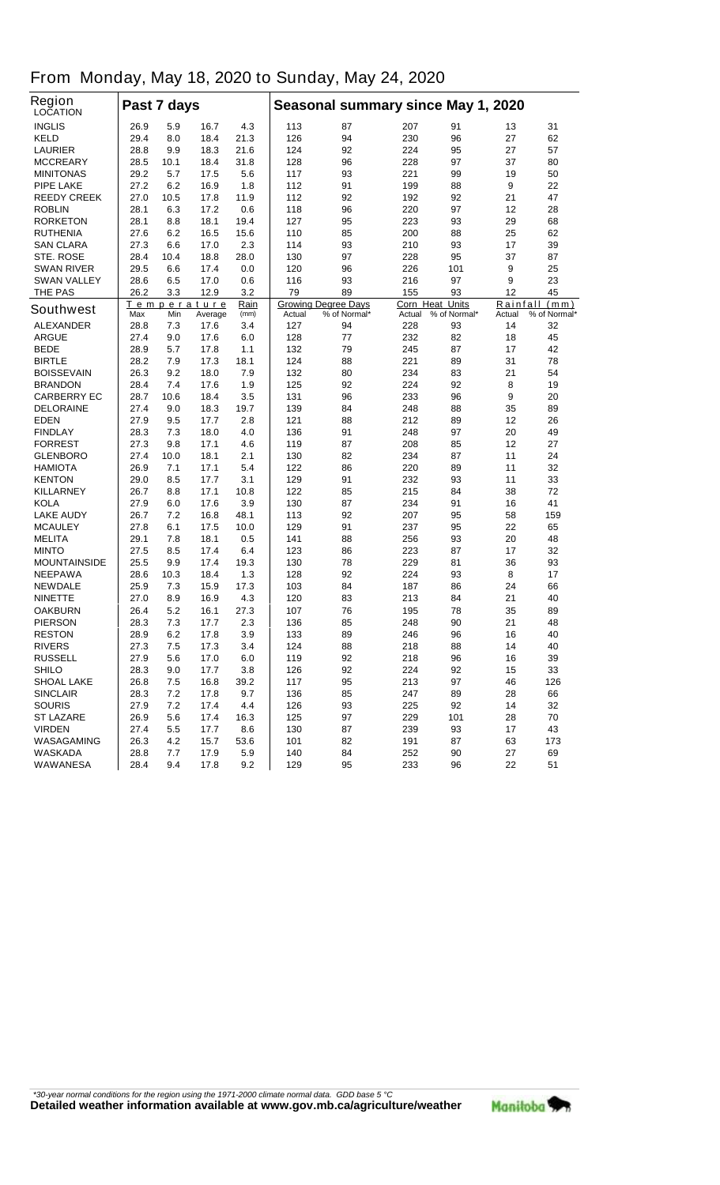# From Monday, May 18, 2020 to Sunday, May 24, 2020

| Region LOCATION | Past 7 days | | | | Seasonal summary since May 1, 2020 | | | | | |
|---|---|---|---|---|---|---|---|---|---|---|
| INGLIS | 26.9 | 5.9 | 16.7 | 4.3 | 113 | 87 | 207 | 91 | 13 | 31 |
| KELD | 29.4 | 8.0 | 18.4 | 21.3 | 126 | 94 | 230 | 96 | 27 | 62 |
| LAURIER | 28.8 | 9.9 | 18.3 | 21.6 | 124 | 92 | 224 | 95 | 27 | 57 |
| MCCREARY | 28.5 | 10.1 | 18.4 | 31.8 | 128 | 96 | 228 | 97 | 37 | 80 |
| MINITONAS | 29.2 | 5.7 | 17.5 | 5.6 | 117 | 93 | 221 | 99 | 19 | 50 |
| PIPE LAKE | 27.2 | 6.2 | 16.9 | 1.8 | 112 | 91 | 199 | 88 | 9 | 22 |
| REEDY CREEK | 27.0 | 10.5 | 17.8 | 11.9 | 112 | 92 | 192 | 92 | 21 | 47 |
| ROBLIN | 28.1 | 6.3 | 17.2 | 0.6 | 118 | 96 | 220 | 97 | 12 | 28 |
| RORKETON | 28.1 | 8.8 | 18.1 | 19.4 | 127 | 95 | 223 | 93 | 29 | 68 |
| RUTHENIA | 27.6 | 6.2 | 16.5 | 15.6 | 110 | 85 | 200 | 88 | 25 | 62 |
| SAN CLARA | 27.3 | 6.6 | 17.0 | 2.3 | 114 | 93 | 210 | 93 | 17 | 39 |
| STE. ROSE | 28.4 | 10.4 | 18.8 | 28.0 | 130 | 97 | 228 | 95 | 37 | 87 |
| SWAN RIVER | 29.5 | 6.6 | 17.4 | 0.0 | 120 | 96 | 226 | 101 | 9 | 25 |
| SWAN VALLEY | 28.6 | 6.5 | 17.0 | 0.6 | 116 | 93 | 216 | 97 | 9 | 23 |
| THE PAS | 26.2 | 3.3 | 12.9 | 3.2 | 79 | 89 | 155 | 93 | 12 | 45 |

| Southwest | Temperature | | | Rain | Growing Degree Days | | Corn Heat Units | | Rainfall (mm) | |
|---|---|---|---|---|---|---|---|---|---|---|
| | Max | Min | Average | (mm) | Actual | % of Normal* | Actual | % of Normal* | Actual | % of Normal* |
| ALEXANDER | 28.8 | 7.3 | 17.6 | 3.4 | 127 | 94 | 228 | 93 | 14 | 32 |
| ARGUE | 27.4 | 9.0 | 17.6 | 6.0 | 128 | 77 | 232 | 82 | 18 | 45 |
| BEDE | 28.9 | 5.7 | 17.8 | 1.1 | 132 | 79 | 245 | 87 | 17 | 42 |
| BIRTLE | 28.2 | 7.9 | 17.3 | 18.1 | 124 | 88 | 221 | 89 | 31 | 78 |
| BOISSEVAIN | 26.3 | 9.2 | 18.0 | 7.9 | 132 | 80 | 234 | 83 | 21 | 54 |
| BRANDON | 28.4 | 7.4 | 17.6 | 1.9 | 125 | 92 | 224 | 92 | 8 | 19 |
| CARBERRY EC | 28.7 | 10.6 | 18.4 | 3.5 | 131 | 96 | 233 | 96 | 9 | 20 |
| DELORAINE | 27.4 | 9.0 | 18.3 | 19.7 | 139 | 84 | 248 | 88 | 35 | 89 |
| EDEN | 27.9 | 9.5 | 17.7 | 2.8 | 121 | 88 | 212 | 89 | 12 | 26 |
| FINDLAY | 28.3 | 7.3 | 18.0 | 4.0 | 136 | 91 | 248 | 97 | 20 | 49 |
| FORREST | 27.3 | 9.8 | 17.1 | 4.6 | 119 | 87 | 208 | 85 | 12 | 27 |
| GLENBORO | 27.4 | 10.0 | 18.1 | 2.1 | 130 | 82 | 234 | 87 | 11 | 24 |
| HAMIOTA | 26.9 | 7.1 | 17.1 | 5.4 | 122 | 86 | 220 | 89 | 11 | 32 |
| KENTON | 29.0 | 8.5 | 17.7 | 3.1 | 129 | 91 | 232 | 93 | 11 | 33 |
| KILLARNEY | 26.7 | 8.8 | 17.1 | 10.8 | 122 | 85 | 215 | 84 | 38 | 72 |
| KOLA | 27.9 | 6.0 | 17.6 | 3.9 | 130 | 87 | 234 | 91 | 16 | 41 |
| LAKE AUDY | 26.7 | 7.2 | 16.8 | 48.1 | 113 | 92 | 207 | 95 | 58 | 159 |
| MCAULEY | 27.8 | 6.1 | 17.5 | 10.0 | 129 | 91 | 237 | 95 | 22 | 65 |
| MELITA | 29.1 | 7.8 | 18.1 | 0.5 | 141 | 88 | 256 | 93 | 20 | 48 |
| MINTO | 27.5 | 8.5 | 17.4 | 6.4 | 123 | 86 | 223 | 87 | 17 | 32 |
| MOUNTAINSIDE | 25.5 | 9.9 | 17.4 | 19.3 | 130 | 78 | 229 | 81 | 36 | 93 |
| NEEPAWA | 28.6 | 10.3 | 18.4 | 1.3 | 128 | 92 | 224 | 93 | 8 | 17 |
| NEWDALE | 25.9 | 7.3 | 15.9 | 17.3 | 103 | 84 | 187 | 86 | 24 | 66 |
| NINETTE | 27.0 | 8.9 | 16.9 | 4.3 | 120 | 83 | 213 | 84 | 21 | 40 |
| OAKBURN | 26.4 | 5.2 | 16.1 | 27.3 | 107 | 76 | 195 | 78 | 35 | 89 |
| PIERSON | 28.3 | 7.3 | 17.7 | 2.3 | 136 | 85 | 248 | 90 | 21 | 48 |
| RESTON | 28.9 | 6.2 | 17.8 | 3.9 | 133 | 89 | 246 | 96 | 16 | 40 |
| RIVERS | 27.3 | 7.5 | 17.3 | 3.4 | 124 | 88 | 218 | 88 | 14 | 40 |
| RUSSELL | 27.9 | 5.6 | 17.0 | 6.0 | 119 | 92 | 218 | 96 | 16 | 39 |
| SHILO | 28.3 | 9.0 | 17.7 | 3.8 | 126 | 92 | 224 | 92 | 15 | 33 |
| SHOAL LAKE | 26.8 | 7.5 | 16.8 | 39.2 | 117 | 95 | 213 | 97 | 46 | 126 |
| SINCLAIR | 28.3 | 7.2 | 17.8 | 9.7 | 136 | 85 | 247 | 89 | 28 | 66 |
| SOURIS | 27.9 | 7.2 | 17.4 | 4.4 | 126 | 93 | 225 | 92 | 14 | 32 |
| ST LAZARE | 26.9 | 5.6 | 17.4 | 16.3 | 125 | 97 | 229 | 101 | 28 | 70 |
| VIRDEN | 27.4 | 5.5 | 17.7 | 8.6 | 130 | 87 | 239 | 93 | 17 | 43 |
| WASAGAMING | 26.3 | 4.2 | 15.7 | 53.6 | 101 | 82 | 191 | 87 | 63 | 173 |
| WASKADA | 28.8 | 7.7 | 17.9 | 5.9 | 140 | 84 | 252 | 90 | 27 | 69 |
| WAWANESA | 28.4 | 9.4 | 17.8 | 9.2 | 129 | 95 | 233 | 96 | 22 | 51 |

*30-year normal conditions for the region using the 1971-2000 climate normal data. GDD base 5 °C

**Detailed weather information available at www.gov.mb.ca/agriculture/weather**